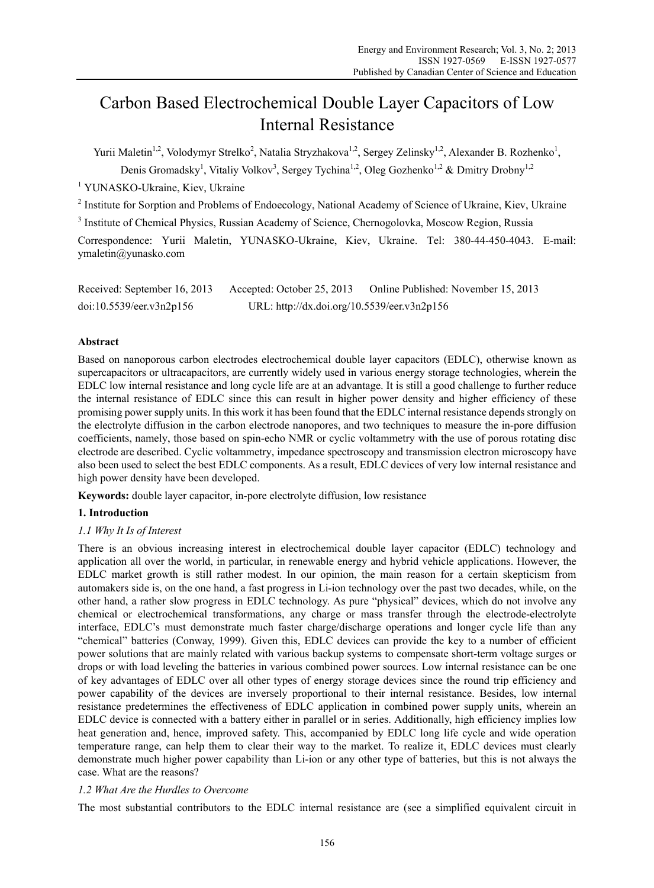# Carbon Based Electrochemical Double Layer Capacitors of Low Internal Resistance

Yurii Maletin[1,2], Volodymyr Strelko[2], Natalia Stryzhakova[1,2], Sergey Zelinsky[1,2], Alexander B. Rozhenko[1], Denis Gromadsky[1], Vitaliy Volkov[3], Sergey Tychina[1,2], Oleg Gozhenko[1,2] & Dmitry Drobny[1,2]

[1] YUNASKO-Ukraine, Kiev, Ukraine

[2] Institute for Sorption and Problems of Endoecology, National Academy of Science of Ukraine, Kiev, Ukraine

[3] Institute of Chemical Physics, Russian Academy of Science, Chernogolovka, Moscow Region, Russia

Correspondence: Yurii Maletin, YUNASKO-Ukraine, Kiev, Ukraine. Tel: 380-44-450-4043. E-mail: ymaletin@yunasko.com

Received: September 16, 2013 Accepted: October 25, 2013 Online Published: November 15, 2013

doi:10.5539/eer.v3n2p156 URL: http://dx.doi.org/10.5539/eer.v3n2p156

## Abstract

Based on nanoporous carbon electrodes electrochemical double layer capacitors (EDLC), otherwise known as supercapacitors or ultracapacitors, are currently widely used in various energy storage technologies, wherein the EDLC low internal resistance and long cycle life are at an advantage. It is still a good challenge to further reduce the internal resistance of EDLC since this can result in higher power density and higher efficiency of these promising power supply units. In this work it has been found that the EDLC internal resistance depends strongly on the electrolyte diffusion in the carbon electrode nanopores, and two techniques to measure the in-pore diffusion coefficients, namely, those based on spin-echo NMR or cyclic voltammetry with the use of porous rotating disc electrode are described. Cyclic voltammetry, impedance spectroscopy and transmission electron microscopy have also been used to select the best EDLC components. As a result, EDLC devices of very low internal resistance and high power density have been developed.

**Keywords:** double layer capacitor, in-pore electrolyte diffusion, low resistance

## 1. Introduction

### 1.1 Why It Is of Interest

There is an obvious increasing interest in electrochemical double layer capacitor (EDLC) technology and application all over the world, in particular, in renewable energy and hybrid vehicle applications. However, the EDLC market growth is still rather modest. In our opinion, the main reason for a certain skepticism from automakers side is, on the one hand, a fast progress in Li-ion technology over the past two decades, while, on the other hand, a rather slow progress in EDLC technology. As pure "physical" devices, which do not involve any chemical or electrochemical transformations, any charge or mass transfer through the electrode-electrolyte interface, EDLC's must demonstrate much faster charge/discharge operations and longer cycle life than any "chemical" batteries (Conway, 1999). Given this, EDLC devices can provide the key to a number of efficient power solutions that are mainly related with various backup systems to compensate short-term voltage surges or drops or with load leveling the batteries in various combined power sources. Low internal resistance can be one of key advantages of EDLC over all other types of energy storage devices since the round trip efficiency and power capability of the devices are inversely proportional to their internal resistance. Besides, low internal resistance predetermines the effectiveness of EDLC application in combined power supply units, wherein an EDLC device is connected with a battery either in parallel or in series. Additionally, high efficiency implies low heat generation and, hence, improved safety. This, accompanied by EDLC long life cycle and wide operation temperature range, can help them to clear their way to the market. To realize it, EDLC devices must clearly demonstrate much higher power capability than Li-ion or any other type of batteries, but this is not always the case. What are the reasons?

### 1.2 What Are the Hurdles to Overcome

The most substantial contributors to the EDLC internal resistance are (see a simplified equivalent circuit in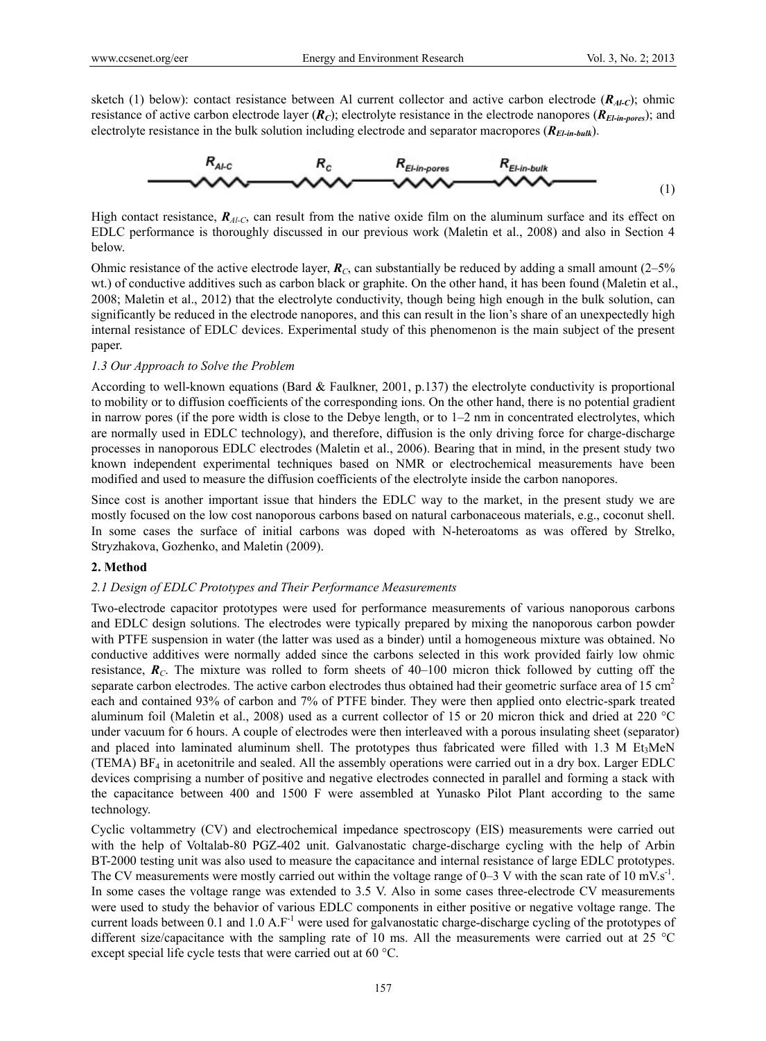sketch (1) below): contact resistance between Al current collector and active carbon electrode ($\boldsymbol{R}_{Al-C}$); ohmic resistance of active carbon electrode layer ($\boldsymbol{R}_C$); electrolyte resistance in the electrode nanopores ($\boldsymbol{R}_{El-in-pores}$); and electrolyte resistance in the bulk solution including electrode and separator macropores ($\boldsymbol{R}_{El-in-bulk}$).

$$R_{Al-C} \quad R_C \quad R_{El-in-pores} \quad R_{El-in-bulk} \tag{1}$$

High contact resistance, $\boldsymbol{R}_{Al-C}$, can result from the native oxide film on the aluminum surface and its effect on EDLC performance is thoroughly discussed in our previous work (Maletin et al., 2008) and also in Section 4 below.

Ohmic resistance of the active electrode layer, $\boldsymbol{R}_C$, can substantially be reduced by adding a small amount (2–5% wt.) of conductive additives such as carbon black or graphite. On the other hand, it has been found (Maletin et al., 2008; Maletin et al., 2012) that the electrolyte conductivity, though being high enough in the bulk solution, can significantly be reduced in the electrode nanopores, and this can result in the lion's share of an unexpectedly high internal resistance of EDLC devices. Experimental study of this phenomenon is the main subject of the present paper.

### *1.3 Our Approach to Solve the Problem*

According to well-known equations (Bard & Faulkner, 2001, p.137) the electrolyte conductivity is proportional to mobility or to diffusion coefficients of the corresponding ions. On the other hand, there is no potential gradient in narrow pores (if the pore width is close to the Debye length, or to 1–2 nm in concentrated electrolytes, which are normally used in EDLC technology), and therefore, diffusion is the only driving force for charge-discharge processes in nanoporous EDLC electrodes (Maletin et al., 2006). Bearing that in mind, in the present study two known independent experimental techniques based on NMR or electrochemical measurements have been modified and used to measure the diffusion coefficients of the electrolyte inside the carbon nanopores.

Since cost is another important issue that hinders the EDLC way to the market, in the present study we are mostly focused on the low cost nanoporous carbons based on natural carbonaceous materials, e.g., coconut shell. In some cases the surface of initial carbons was doped with N-heteroatoms as was offered by Strelko, Stryzhakova, Gozhenko, and Maletin (2009).

## **2. Method**

### *2.1 Design of EDLC Prototypes and Their Performance Measurements*

Two-electrode capacitor prototypes were used for performance measurements of various nanoporous carbons and EDLC design solutions. The electrodes were typically prepared by mixing the nanoporous carbon powder with PTFE suspension in water (the latter was used as a binder) until a homogeneous mixture was obtained. No conductive additives were normally added since the carbons selected in this work provided fairly low ohmic resistance, $\boldsymbol{R}_C$. The mixture was rolled to form sheets of 40–100 micron thick followed by cutting off the separate carbon electrodes. The active carbon electrodes thus obtained had their geometric surface area of 15 $cm^2$ each and contained 93% of carbon and 7% of PTFE binder. They were then applied onto electric-spark treated aluminum foil (Maletin et al., 2008) used as a current collector of 15 or 20 micron thick and dried at 220 °C under vacuum for 6 hours. A couple of electrodes were then interleaved with a porous insulating sheet (separator) and placed into laminated aluminum shell. The prototypes thus fabricated were filled with 1.3 M $Et_3MeN$ (TEMA) $BF_4$ in acetonitrile and sealed. All the assembly operations were carried out in a dry box. Larger EDLC devices comprising a number of positive and negative electrodes connected in parallel and forming a stack with the capacitance between 400 and 1500 F were assembled at Yunasko Pilot Plant according to the same technology.

Cyclic voltammetry (CV) and electrochemical impedance spectroscopy (EIS) measurements were carried out with the help of Voltalab-80 PGZ-402 unit. Galvanostatic charge-discharge cycling with the help of Arbin BT-2000 testing unit was also used to measure the capacitance and internal resistance of large EDLC prototypes. The CV measurements were mostly carried out within the voltage range of 0–3 V with the scan rate of 10 $mV.s^{-1}$. In some cases the voltage range was extended to 3.5 V. Also in some cases three-electrode CV measurements were used to study the behavior of various EDLC components in either positive or negative voltage range. The current loads between 0.1 and 1.0 $A.F^{-1}$ were used for galvanostatic charge-discharge cycling of the prototypes of different size/capacitance with the sampling rate of 10 ms. All the measurements were carried out at 25 °C except special life cycle tests that were carried out at 60 °C.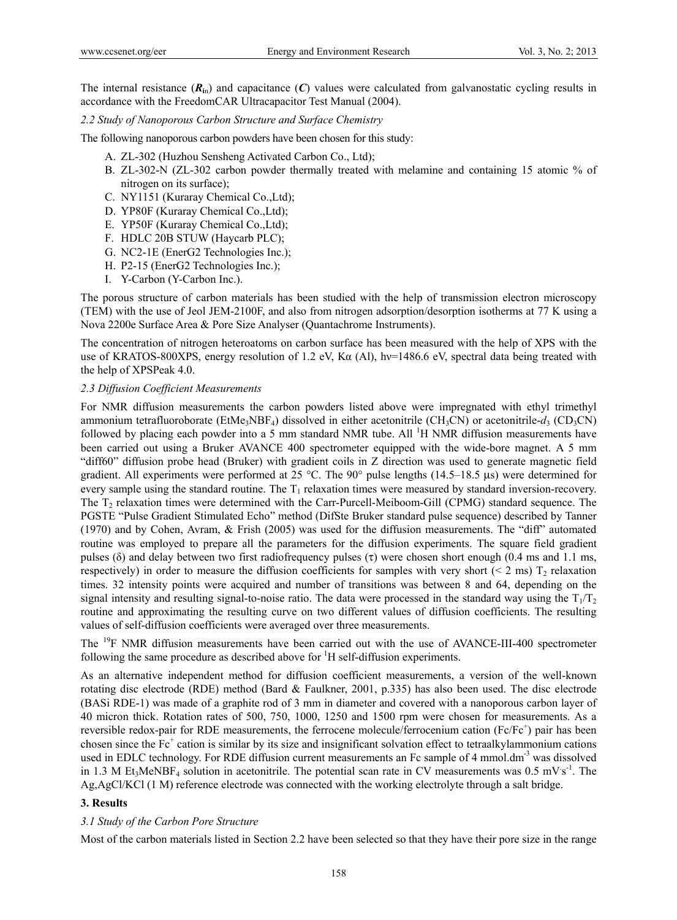The internal resistance ($R_{in}$) and capacitance ($C$) values were calculated from galvanostatic cycling results in accordance with the FreedomCAR Ultracapacitor Test Manual (2004).

### 2.2 Study of Nanoporous Carbon Structure and Surface Chemistry

The following nanoporous carbon powders have been chosen for this study:

A. ZL-302 (Huzhou Sensheng Activated Carbon Co., Ltd);
B. ZL-302-N (ZL-302 carbon powder thermally treated with melamine and containing 15 atomic % of nitrogen on its surface);
C. NY1151 (Kuraray Chemical Co.,Ltd);
D. YP80F (Kuraray Chemical Co.,Ltd);
E. YP50F (Kuraray Chemical Co.,Ltd);
F. HDLC 20B STUW (Haycarb PLC);
G. NC2-1E (EnerG2 Technologies Inc.);
H. P2-15 (EnerG2 Technologies Inc.);
I. Y-Carbon (Y-Carbon Inc.).

The porous structure of carbon materials has been studied with the help of transmission electron microscopy (TEM) with the use of Jeol JEM-2100F, and also from nitrogen adsorption/desorption isotherms at 77 K using a Nova 2200e Surface Area & Pore Size Analyser (Quantachrome Instruments).

The concentration of nitrogen heteroatoms on carbon surface has been measured with the help of XPS with the use of KRATOS-800XPS, energy resolution of 1.2 eV, Kα (Al), hν=1486.6 eV, spectral data being treated with the help of XPSPeak 4.0.

### 2.3 Diffusion Coefficient Measurements

For NMR diffusion measurements the carbon powders listed above were impregnated with ethyl trimethyl ammonium tetrafluoroborate ($EtMe_3NBF_4$) dissolved in either acetonitrile ($CH_3CN$) or acetonitrile-$d_3$ ($CD_3CN$) followed by placing each powder into a 5 mm standard NMR tube. All $^1H$ NMR diffusion measurements have been carried out using a Bruker AVANCE 400 spectrometer equipped with the wide-bore magnet. A 5 mm "diff60" diffusion probe head (Bruker) with gradient coils in Z direction was used to generate magnetic field gradient. All experiments were performed at 25 °C. The 90° pulse lengths (14.5–18.5 μs) were determined for every sample using the standard routine. The $T_1$ relaxation times were measured by standard inversion-recovery. The $T_2$ relaxation times were determined with the Carr-Purcell-Meiboom-Gill (CPMG) standard sequence. The PGSTE "Pulse Gradient Stimulated Echo" method (DifSte Bruker standard pulse sequence) described by Tanner (1970) and by Cohen, Avram, & Frish (2005) was used for the diffusion measurements. The "diff" automated routine was employed to prepare all the parameters for the diffusion experiments. The square field gradient pulses (δ) and delay between two first radiofrequency pulses (τ) were chosen short enough (0.4 ms and 1.1 ms, respectively) in order to measure the diffusion coefficients for samples with very short (< 2 ms) $T_2$ relaxation times. 32 intensity points were acquired and number of transitions was between 8 and 64, depending on the signal intensity and resulting signal-to-noise ratio. The data were processed in the standard way using the $T_1/T_2$ routine and approximating the resulting curve on two different values of diffusion coefficients. The resulting values of self-diffusion coefficients were averaged over three measurements.

The $^{19}F$ NMR diffusion measurements have been carried out with the use of AVANCE-III-400 spectrometer following the same procedure as described above for $^1H$ self-diffusion experiments.

As an alternative independent method for diffusion coefficient measurements, a version of the well-known rotating disc electrode (RDE) method (Bard & Faulkner, 2001, p.335) has also been used. The disc electrode (BASi RDE-1) was made of a graphite rod of 3 mm in diameter and covered with a nanoporous carbon layer of 40 micron thick. Rotation rates of 500, 750, 1000, 1250 and 1500 rpm were chosen for measurements. As a reversible redox-pair for RDE measurements, the ferrocene molecule/ferrocenium cation ($Fc/Fc^+$) pair has been chosen since the $Fc^+$ cation is similar by its size and insignificant solvation effect to tetraalkylammonium cations used in EDLC technology. For RDE diffusion current measurements an Fc sample of 4 mmol.dm$^{-3}$ was dissolved in 1.3 M $Et_3MeNBF_4$ solution in acetonitrile. The potential scan rate in CV measurements was 0.5 mV·s$^{-1}$. The Ag,AgCl/KCl (1 M) reference electrode was connected with the working electrolyte through a salt bridge.

## 3. Results

### 3.1 Study of the Carbon Pore Structure

Most of the carbon materials listed in Section 2.2 have been selected so that they have their pore size in the range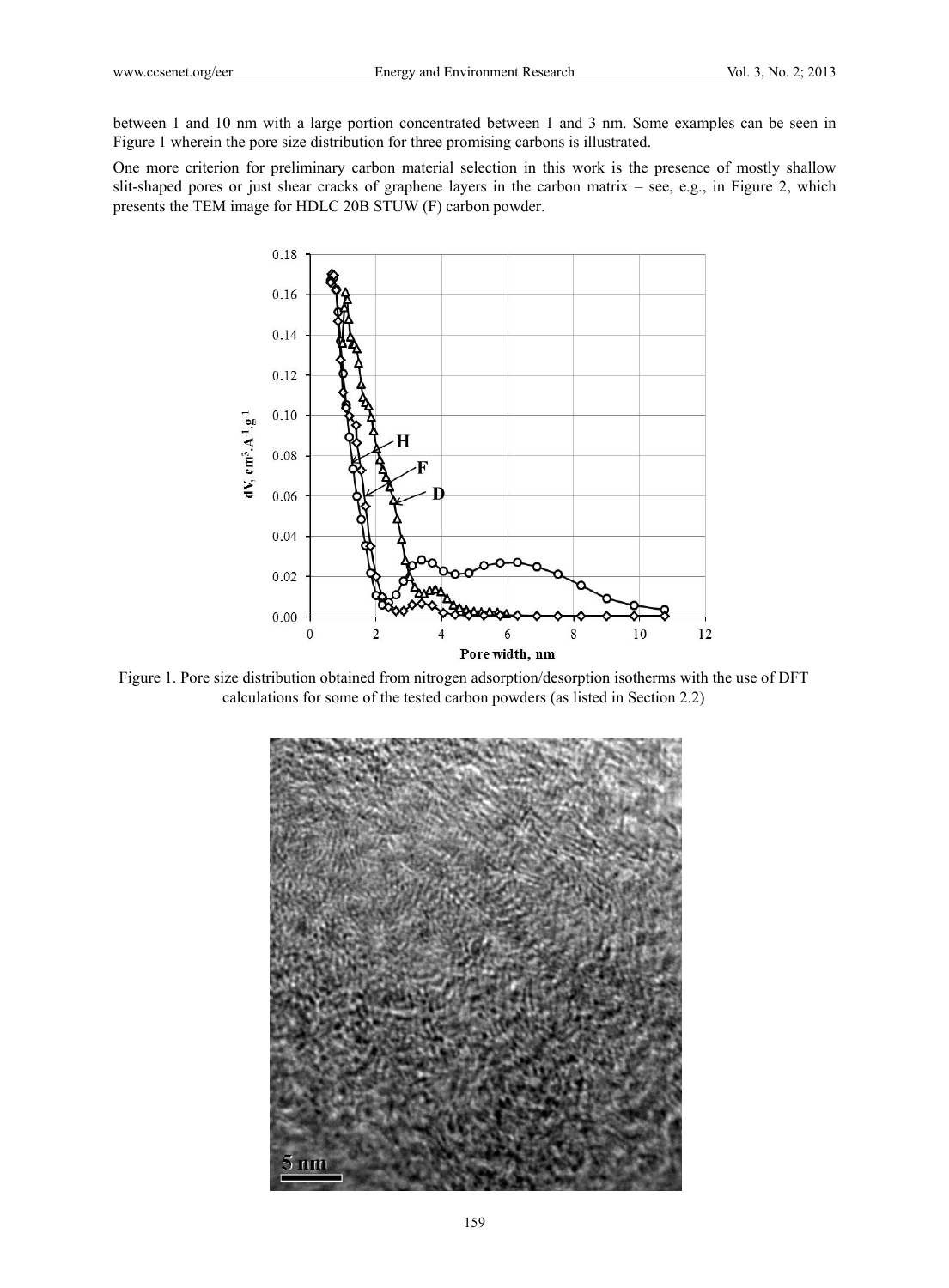between 1 and 10 nm with a large portion concentrated between 1 and 3 nm. Some examples can be seen in Figure 1 wherein the pore size distribution for three promising carbons is illustrated.

One more criterion for preliminary carbon material selection in this work is the presence of mostly shallow slit-shaped pores or just shear cracks of graphene layers in the carbon matrix – see, e.g., in Figure 2, which presents the TEM image for HDLC 20B STUW (F) carbon powder.

Figure 1. Pore size distribution obtained from nitrogen adsorption/desorption isotherms with the use of DFT calculations for some of the tested carbon powders (as listed in Section 2.2)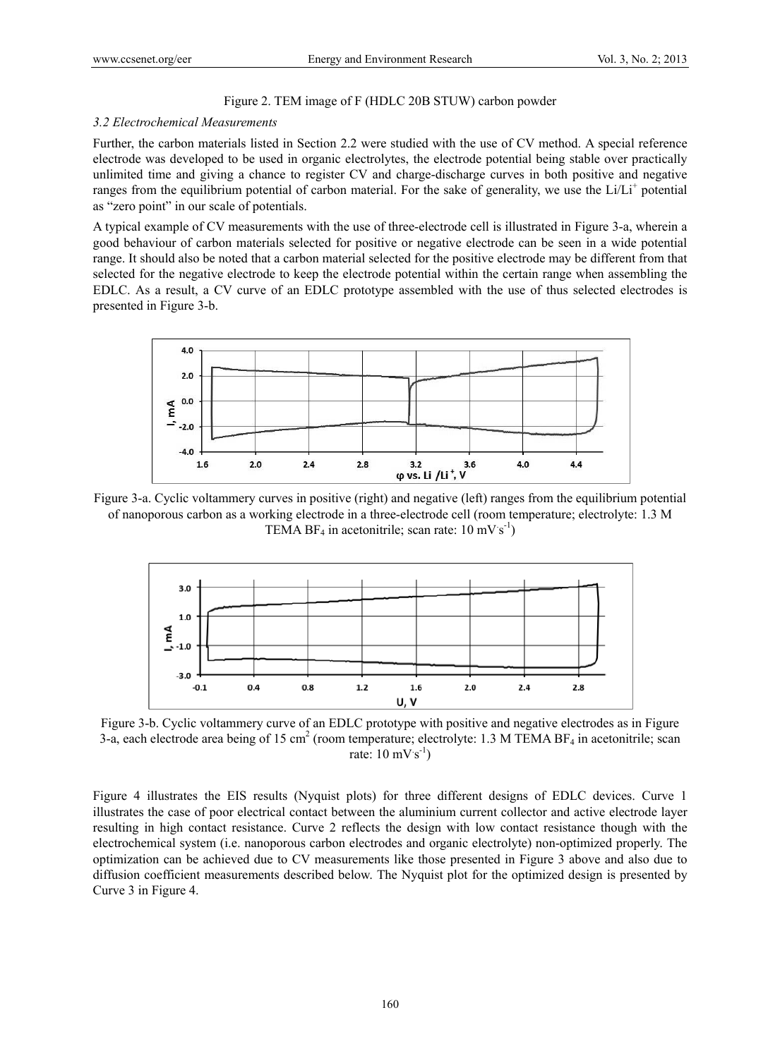Figure 2. TEM image of F (HDLC 20B STUW) carbon powder

### *3.2 Electrochemical Measurements*

Further, the carbon materials listed in Section 2.2 were studied with the use of CV method. A special reference electrode was developed to be used in organic electrolytes, the electrode potential being stable over practically unlimited time and giving a chance to register CV and charge-discharge curves in both positive and negative ranges from the equilibrium potential of carbon material. For the sake of generality, we use the Li/Li$^+$ potential as "zero point" in our scale of potentials.

A typical example of CV measurements with the use of three-electrode cell is illustrated in Figure 3-a, wherein a good behaviour of carbon materials selected for positive or negative electrode can be seen in a wide potential range. It should also be noted that a carbon material selected for the positive electrode may be different from that selected for the negative electrode to keep the electrode potential within the certain range when assembling the EDLC. As a result, a CV curve of an EDLC prototype assembled with the use of thus selected electrodes is presented in Figure 3-b.

Figure 3-a. Cyclic voltammery curves in positive (right) and negative (left) ranges from the equilibrium potential of nanoporous carbon as a working electrode in a three-electrode cell (room temperature; electrolyte: 1.3 M TEMA $BF_4$ in acetonitrile; scan rate: 10 $mV \cdot s^{-1}$)

Figure 3-b. Cyclic voltammery curve of an EDLC prototype with positive and negative electrodes as in Figure 3-a, each electrode area being of 15 $cm^2$ (room temperature; electrolyte: 1.3 M TEMA $BF_4$ in acetonitrile; scan rate: 10 $mV \cdot s^{-1}$)

Figure 4 illustrates the EIS results (Nyquist plots) for three different designs of EDLC devices. Curve 1 illustrates the case of poor electrical contact between the aluminium current collector and active electrode layer resulting in high contact resistance. Curve 2 reflects the design with low contact resistance though with the electrochemical system (i.e. nanoporous carbon electrodes and organic electrolyte) non-optimized properly. The optimization can be achieved due to CV measurements like those presented in Figure 3 above and also due to diffusion coefficient measurements described below. The Nyquist plot for the optimized design is presented by Curve 3 in Figure 4.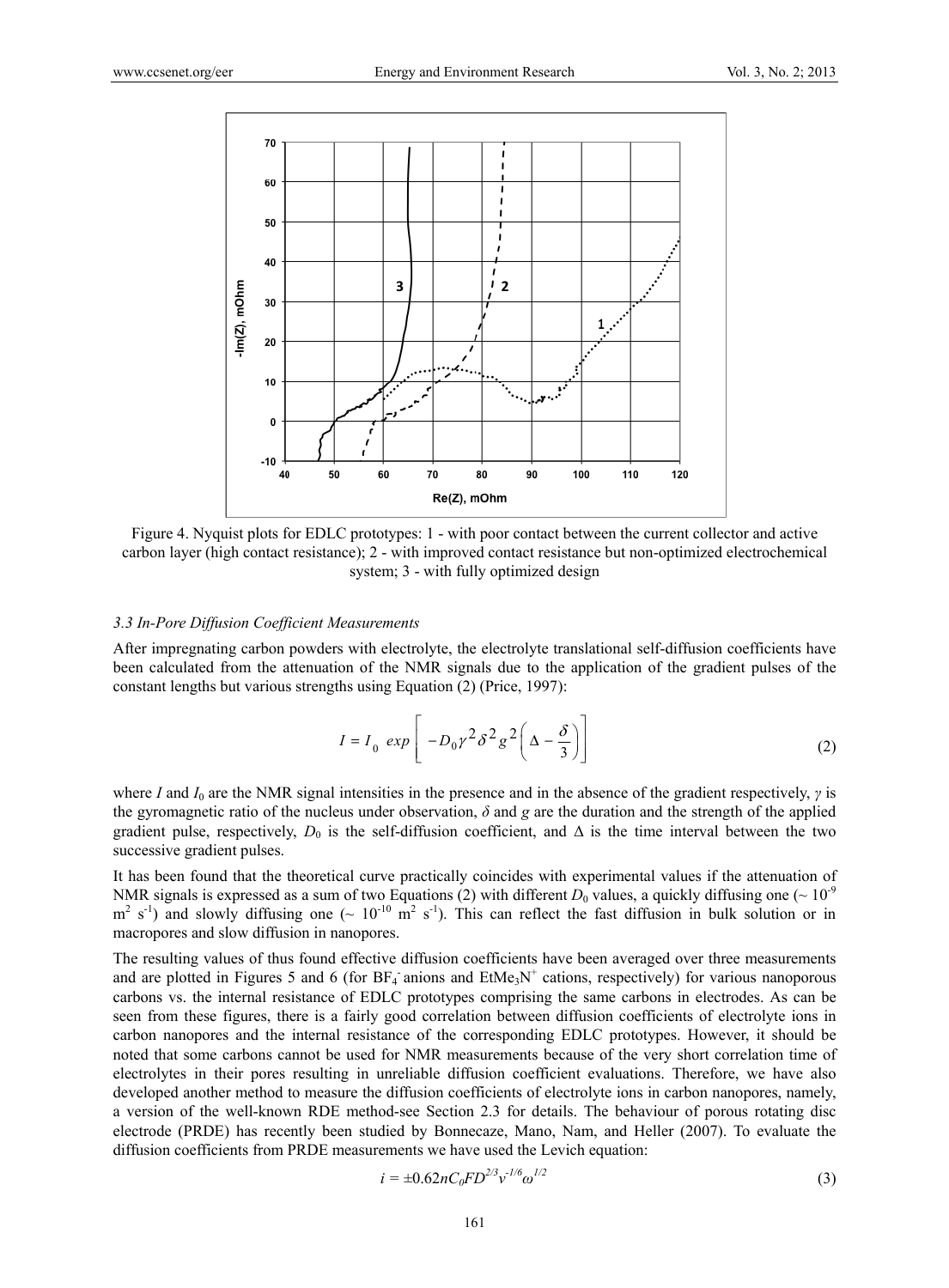Figure 4. Nyquist plots for EDLC prototypes: 1 - with poor contact between the current collector and active carbon layer (high contact resistance); 2 - with improved contact resistance but non-optimized electrochemical system; 3 - with fully optimized design

### *3.3 In-Pore Diffusion Coefficient Measurements*

After impregnating carbon powders with electrolyte, the electrolyte translational self-diffusion coefficients have been calculated from the attenuation of the NMR signals due to the application of the gradient pulses of the constant lengths but various strengths using Equation (2) (Price, 1997):

$$I = I_0 \ exp\left[ -D_0 \gamma^2 \delta^2 g^2 \left( \Delta - \frac{\delta}{3} \right) \right] \tag{2}$$

where $I$ and $I_0$ are the NMR signal intensities in the presence and in the absence of the gradient respectively, $\gamma$ is the gyromagnetic ratio of the nucleus under observation, $\delta$ and $g$ are the duration and the strength of the applied gradient pulse, respectively, $D_0$ is the self-diffusion coefficient, and $\Delta$ is the time interval between the two successive gradient pulses.

It has been found that the theoretical curve practically coincides with experimental values if the attenuation of NMR signals is expressed as a sum of two Equations (2) with different $D_0$ values, a quickly diffusing one ($\sim 10^{-9}$ $m^2\ s^{-1}$) and slowly diffusing one ($\sim 10^{-10}$ $m^2\ s^{-1}$). This can reflect the fast diffusion in bulk solution or in macropores and slow diffusion in nanopores.

The resulting values of thus found effective diffusion coefficients have been averaged over three measurements and are plotted in Figures 5 and 6 (for $BF_4^-$ anions and $EtMe_3N^+$ cations, respectively) for various nanoporous carbons vs. the internal resistance of EDLC prototypes comprising the same carbons in electrodes. As can be seen from these figures, there is a fairly good correlation between diffusion coefficients of electrolyte ions in carbon nanopores and the internal resistance of the corresponding EDLC prototypes. However, it should be noted that some carbons cannot be used for NMR measurements because of the very short correlation time of electrolytes in their pores resulting in unreliable diffusion coefficient evaluations. Therefore, we have also developed another method to measure the diffusion coefficients of electrolyte ions in carbon nanopores, namely, a version of the well-known RDE method-see Section 2.3 for details. The behaviour of porous rotating disc electrode (PRDE) has recently been studied by Bonnecaze, Mano, Nam, and Heller (2007). To evaluate the diffusion coefficients from PRDE measurements we have used the Levich equation:

$$i = \pm 0.62 n C_0 F D^{2/3} \nu^{-1/6} \omega^{1/2} \tag{3}$$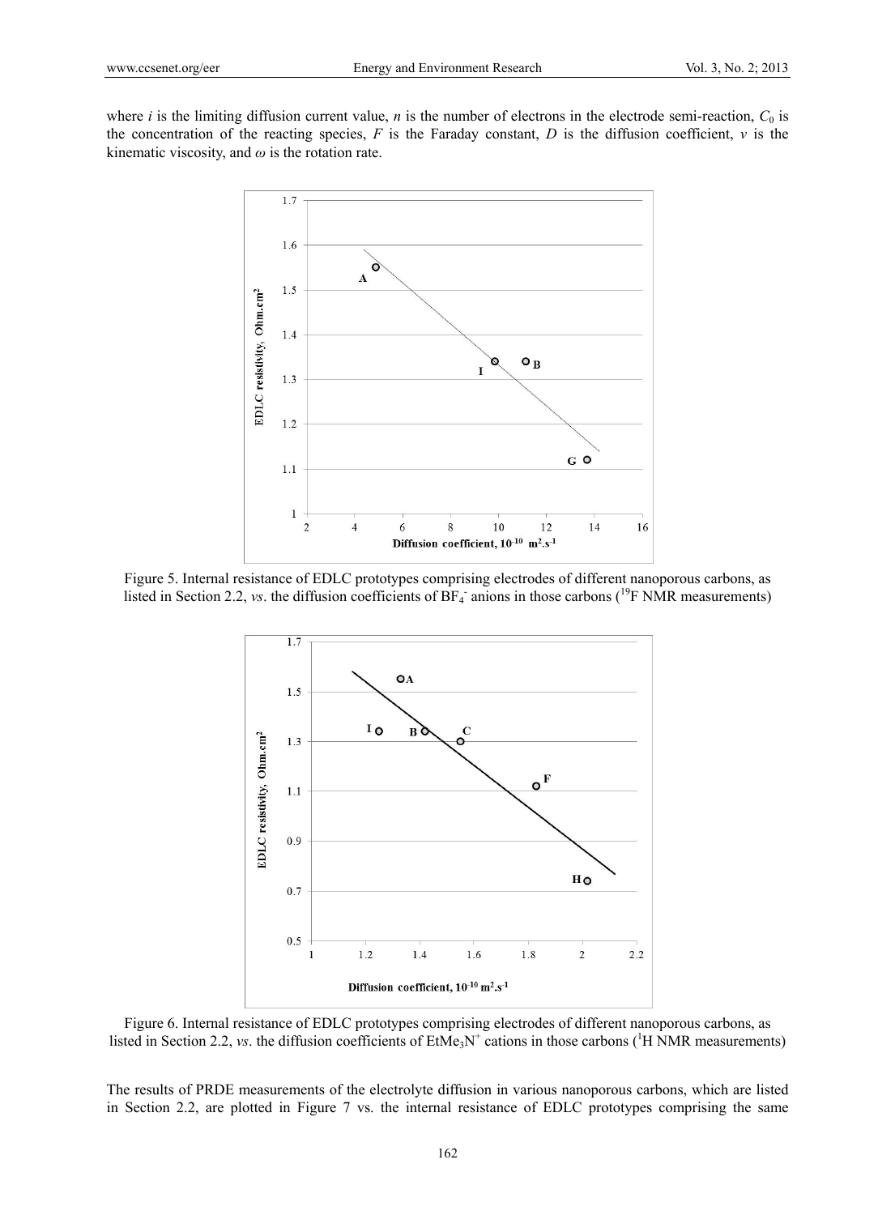where $i$ is the limiting diffusion current value, $n$ is the number of electrons in the electrode semi-reaction, $C_0$ is the concentration of the reacting species, $F$ is the Faraday constant, $D$ is the diffusion coefficient, $v$ is the kinematic viscosity, and $\omega$ is the rotation rate.

Figure 5. Internal resistance of EDLC prototypes comprising electrodes of different nanoporous carbons, as listed in Section 2.2, *vs*. the diffusion coefficients of $BF_4^-$ anions in those carbons ($^{19}F$ NMR measurements)

Figure 6. Internal resistance of EDLC prototypes comprising electrodes of different nanoporous carbons, as listed in Section 2.2, *vs*. the diffusion coefficients of $EtMe_3N^+$ cations in those carbons ($^{1}H$ NMR measurements)

The results of PRDE measurements of the electrolyte diffusion in various nanoporous carbons, which are listed in Section 2.2, are plotted in Figure 7 vs. the internal resistance of EDLC prototypes comprising the same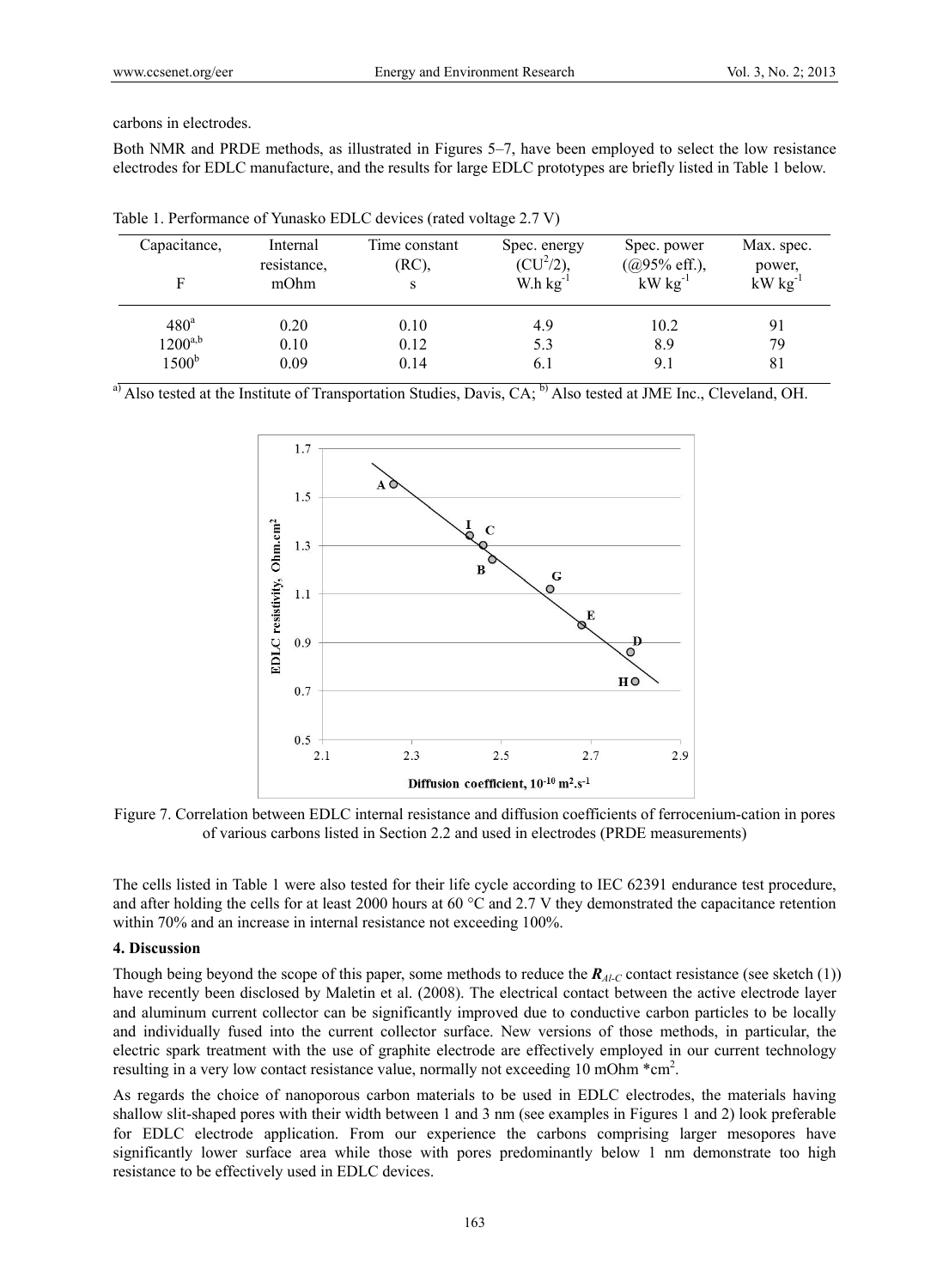carbons in electrodes.

Both NMR and PRDE methods, as illustrated in Figures 5–7, have been employed to select the low resistance electrodes for EDLC manufacture, and the results for large EDLC prototypes are briefly listed in Table 1 below.

Table 1. Performance of Yunasko EDLC devices (rated voltage 2.7 V)

| Capacitance, F | Internal resistance, mOhm | Time constant (RC), s | Spec. energy ($CU^2/2$), W.h $kg^{-1}$ | Spec. power (@95% eff.), kW $kg^{-1}$ | Max. spec. power, kW $kg^{-1}$ |
|---|---|---|---|---|---|
| 480[a] | 0.20 | 0.10 | 4.9 | 10.2 | 91 |
| 1200[a,b] | 0.10 | 0.12 | 5.3 | 8.9 | 79 |
| 1500[b] | 0.09 | 0.14 | 6.1 | 9.1 | 81 |

[a] Also tested at the Institute of Transportation Studies, Davis, CA; [b] Also tested at JME Inc., Cleveland, OH.

Figure 7. Correlation between EDLC internal resistance and diffusion coefficients of ferrocenium-cation in pores of various carbons listed in Section 2.2 and used in electrodes (PRDE measurements)

The cells listed in Table 1 were also tested for their life cycle according to IEC 62391 endurance test procedure, and after holding the cells for at least 2000 hours at 60 °C and 2.7 V they demonstrated the capacitance retention within 70% and an increase in internal resistance not exceeding 100%.

**4. Discussion**

Though being beyond the scope of this paper, some methods to reduce the $R_{Al\text{-}C}$ contact resistance (see sketch (1)) have recently been disclosed by Maletin et al. (2008). The electrical contact between the active electrode layer and aluminum current collector can be significantly improved due to conductive carbon particles to be locally and individually fused into the current collector surface. New versions of those methods, in particular, the electric spark treatment with the use of graphite electrode are effectively employed in our current technology resulting in a very low contact resistance value, normally not exceeding 10 mOhm *$cm^2$.

As regards the choice of nanoporous carbon materials to be used in EDLC electrodes, the materials having shallow slit-shaped pores with their width between 1 and 3 nm (see examples in Figures 1 and 2) look preferable for EDLC electrode application. From our experience the carbons comprising larger mesopores have significantly lower surface area while those with pores predominantly below 1 nm demonstrate too high resistance to be effectively used in EDLC devices.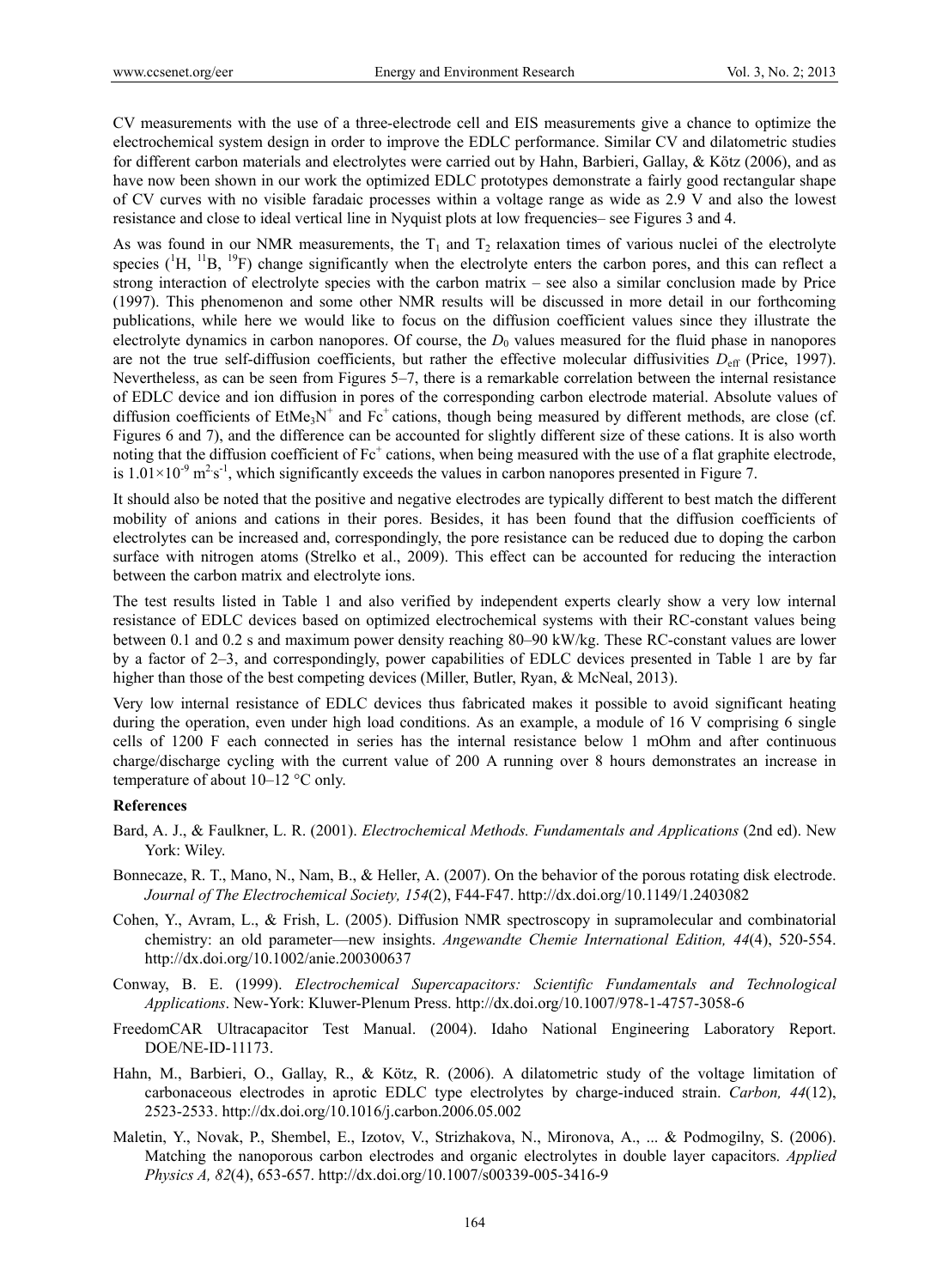CV measurements with the use of a three-electrode cell and EIS measurements give a chance to optimize the electrochemical system design in order to improve the EDLC performance. Similar CV and dilatometric studies for different carbon materials and electrolytes were carried out by Hahn, Barbieri, Gallay, & Kötz (2006), and as have now been shown in our work the optimized EDLC prototypes demonstrate a fairly good rectangular shape of CV curves with no visible faradaic processes within a voltage range as wide as 2.9 V and also the lowest resistance and close to ideal vertical line in Nyquist plots at low frequencies– see Figures 3 and 4.

As was found in our NMR measurements, the $T_1$ and $T_2$ relaxation times of various nuclei of the electrolyte species ($^{1}H$, $^{11}B$, $^{19}F$) change significantly when the electrolyte enters the carbon pores, and this can reflect a strong interaction of electrolyte species with the carbon matrix – see also a similar conclusion made by Price (1997). This phenomenon and some other NMR results will be discussed in more detail in our forthcoming publications, while here we would like to focus on the diffusion coefficient values since they illustrate the electrolyte dynamics in carbon nanopores. Of course, the $D_0$ values measured for the fluid phase in nanopores are not the true self-diffusion coefficients, but rather the effective molecular diffusivities $D_{\text{eff}}$ (Price, 1997). Nevertheless, as can be seen from Figures 5–7, there is a remarkable correlation between the internal resistance of EDLC device and ion diffusion in pores of the corresponding carbon electrode material. Absolute values of diffusion coefficients of $EtMe_3N^+$ and $Fc^+$ cations, though being measured by different methods, are close (cf. Figures 6 and 7), and the difference can be accounted for slightly different size of these cations. It is also worth noting that the diffusion coefficient of $Fc^+$ cations, when being measured with the use of a flat graphite electrode, is $1.01 \times 10^{-9}$ $m^2 \cdot s^{-1}$, which significantly exceeds the values in carbon nanopores presented in Figure 7.

It should also be noted that the positive and negative electrodes are typically different to best match the different mobility of anions and cations in their pores. Besides, it has been found that the diffusion coefficients of electrolytes can be increased and, correspondingly, the pore resistance can be reduced due to doping the carbon surface with nitrogen atoms (Strelko et al., 2009). This effect can be accounted for reducing the interaction between the carbon matrix and electrolyte ions.

The test results listed in Table 1 and also verified by independent experts clearly show a very low internal resistance of EDLC devices based on optimized electrochemical systems with their RC-constant values being between 0.1 and 0.2 s and maximum power density reaching 80–90 kW/kg. These RC-constant values are lower by a factor of 2–3, and correspondingly, power capabilities of EDLC devices presented in Table 1 are by far higher than those of the best competing devices (Miller, Butler, Ryan, & McNeal, 2013).

Very low internal resistance of EDLC devices thus fabricated makes it possible to avoid significant heating during the operation, even under high load conditions. As an example, a module of 16 V comprising 6 single cells of 1200 F each connected in series has the internal resistance below 1 mOhm and after continuous charge/discharge cycling with the current value of 200 A running over 8 hours demonstrates an increase in temperature of about 10–12 °C only.

**References**

Bard, A. J., & Faulkner, L. R. (2001). *Electrochemical Methods. Fundamentals and Applications* (2nd ed). New York: Wiley.

Bonnecaze, R. T., Mano, N., Nam, B., & Heller, A. (2007). On the behavior of the porous rotating disk electrode. *Journal of The Electrochemical Society, 154*(2), F44-F47. http://dx.doi.org/10.1149/1.2403082

Cohen, Y., Avram, L., & Frish, L. (2005). Diffusion NMR spectroscopy in supramolecular and combinatorial chemistry: an old parameter—new insights. *Angewandte Chemie International Edition, 44*(4), 520-554. http://dx.doi.org/10.1002/anie.200300637

Conway, B. E. (1999). *Electrochemical Supercapacitors: Scientific Fundamentals and Technological Applications*. New-York: Kluwer-Plenum Press. http://dx.doi.org/10.1007/978-1-4757-3058-6

FreedomCAR Ultracapacitor Test Manual. (2004). Idaho National Engineering Laboratory Report. DOE/NE-ID-11173.

Hahn, M., Barbieri, O., Gallay, R., & Kötz, R. (2006). A dilatometric study of the voltage limitation of carbonaceous electrodes in aprotic EDLC type electrolytes by charge-induced strain. *Carbon, 44*(12), 2523-2533. http://dx.doi.org/10.1016/j.carbon.2006.05.002

Maletin, Y., Novak, P., Shembel, E., Izotov, V., Strizhakova, N., Mironova, A., ... & Podmogilny, S. (2006). Matching the nanoporous carbon electrodes and organic electrolytes in double layer capacitors. *Applied Physics A, 82*(4), 653-657. http://dx.doi.org/10.1007/s00339-005-3416-9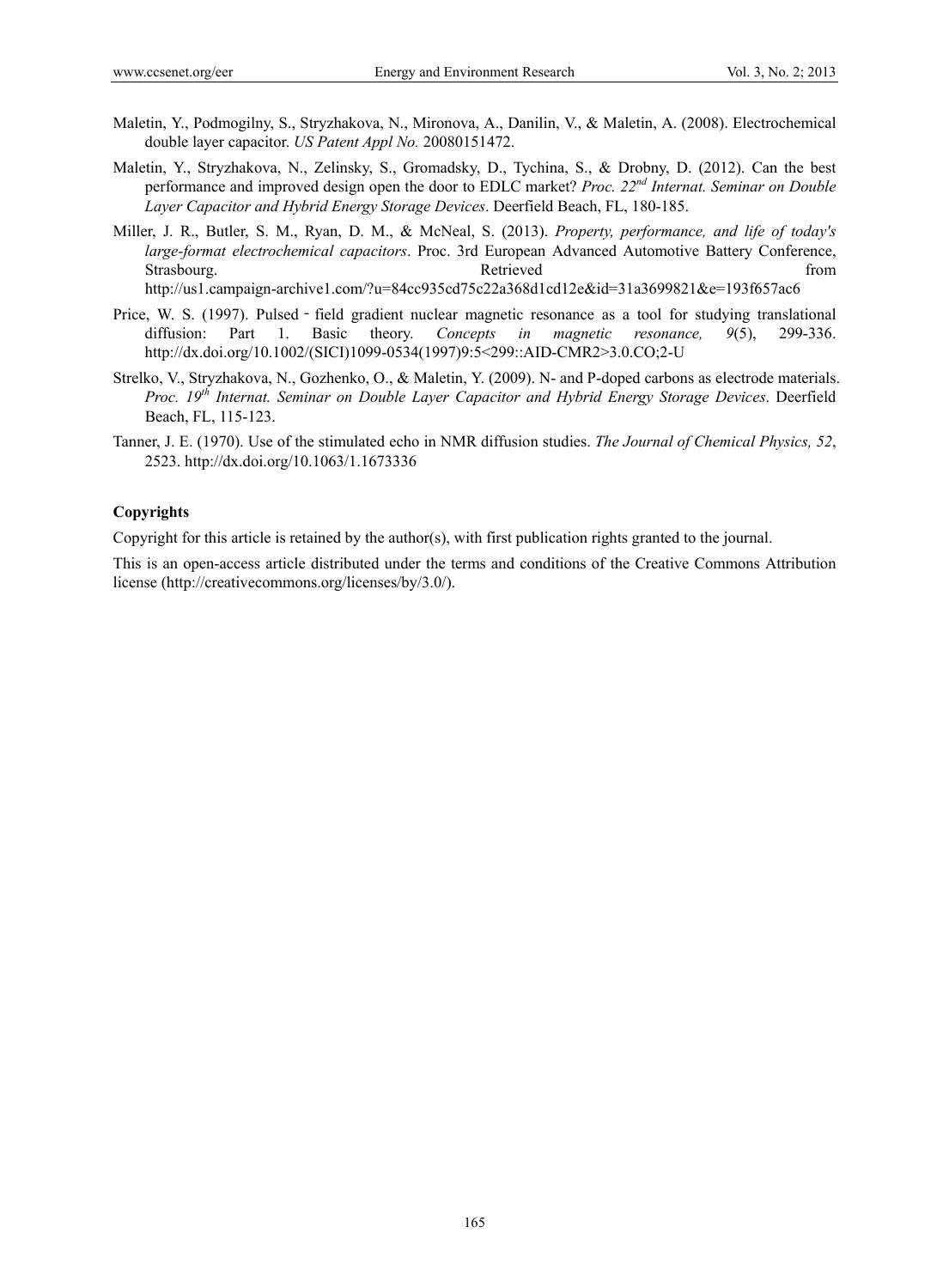Maletin, Y., Podmogilny, S., Stryzhakova, N., Mironova, A., Danilin, V., & Maletin, A. (2008). Electrochemical double layer capacitor. *US Patent Appl No.* 20080151472.

Maletin, Y., Stryzhakova, N., Zelinsky, S., Gromadsky, D., Tychina, S., & Drobny, D. (2012). Can the best performance and improved design open the door to EDLC market? *Proc. 22nd Internat. Seminar on Double Layer Capacitor and Hybrid Energy Storage Devices*. Deerfield Beach, FL, 180-185.

Miller, J. R., Butler, S. M., Ryan, D. M., & McNeal, S. (2013). *Property, performance, and life of today's large-format electrochemical capacitors*. Proc. 3rd European Advanced Automotive Battery Conference, Strasbourg. Retrieved from http://us1.campaign-archive1.com/?u=84cc935cd75c22a368d1cd12e&id=31a3699821&e=193f657ac6

Price, W. S. (1997). Pulsed‐field gradient nuclear magnetic resonance as a tool for studying translational diffusion: Part 1. Basic theory. *Concepts in magnetic resonance, 9*(5), 299-336. http://dx.doi.org/10.1002/(SICI)1099-0534(1997)9:5<299::AID-CMR2>3.0.CO;2-U

Strelko, V., Stryzhakova, N., Gozhenko, O., & Maletin, Y. (2009). N- and P-doped carbons as electrode materials. *Proc. 19th Internat. Seminar on Double Layer Capacitor and Hybrid Energy Storage Devices*. Deerfield Beach, FL, 115-123.

Tanner, J. E. (1970). Use of the stimulated echo in NMR diffusion studies. *The Journal of Chemical Physics, 52*, 2523. http://dx.doi.org/10.1063/1.1673336

**Copyrights**

Copyright for this article is retained by the author(s), with first publication rights granted to the journal.

This is an open-access article distributed under the terms and conditions of the Creative Commons Attribution license (http://creativecommons.org/licenses/by/3.0/).